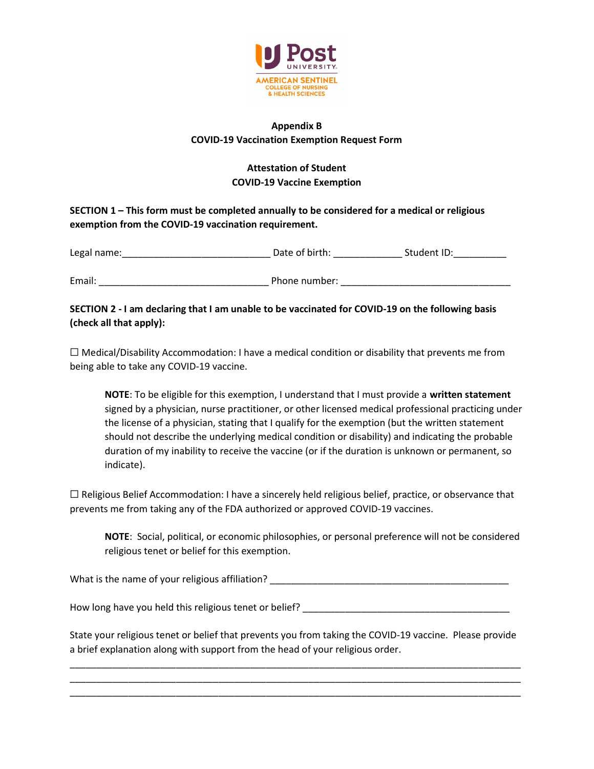Post UNIVERSITY
AMERICAN SENTINEL COLLEGE OF NURSING & HEALTH SCIENCES

## Appendix B
## COVID-19 Vaccination Exemption Request Form

### Attestation of Student
### COVID-19 Vaccine Exemption

**SECTION 1 – This form must be completed annually to be considered for a medical or religious exemption from the COVID-19 vaccination requirement.**

Legal name:____________________________ Date of birth: _____________ Student ID:__________

Email: ________________________________ Phone number: ________________________________

**SECTION 2 - I am declaring that I am unable to be vaccinated for COVID-19 on the following basis (check all that apply):**

☐ Medical/Disability Accommodation: I have a medical condition or disability that prevents me from being able to take any COVID-19 vaccine.

> **NOTE**: To be eligible for this exemption, I understand that I must provide a **written statement** signed by a physician, nurse practitioner, or other licensed medical professional practicing under the license of a physician, stating that I qualify for the exemption (but the written statement should not describe the underlying medical condition or disability) and indicating the probable duration of my inability to receive the vaccine (or if the duration is unknown or permanent, so indicate).

☐ Religious Belief Accommodation: I have a sincerely held religious belief, practice, or observance that prevents me from taking any of the FDA authorized or approved COVID-19 vaccines.

> **NOTE**: Social, political, or economic philosophies, or personal preference will not be considered religious tenet or belief for this exemption.

What is the name of your religious affiliation? ______________________________________________

How long have you held this religious tenet or belief? ________________________________________

State your religious tenet or belief that prevents you from taking the COVID-19 vaccine. Please provide a brief explanation along with support from the head of your religious order.

_____________________________________________________________________________________
_____________________________________________________________________________________
_____________________________________________________________________________________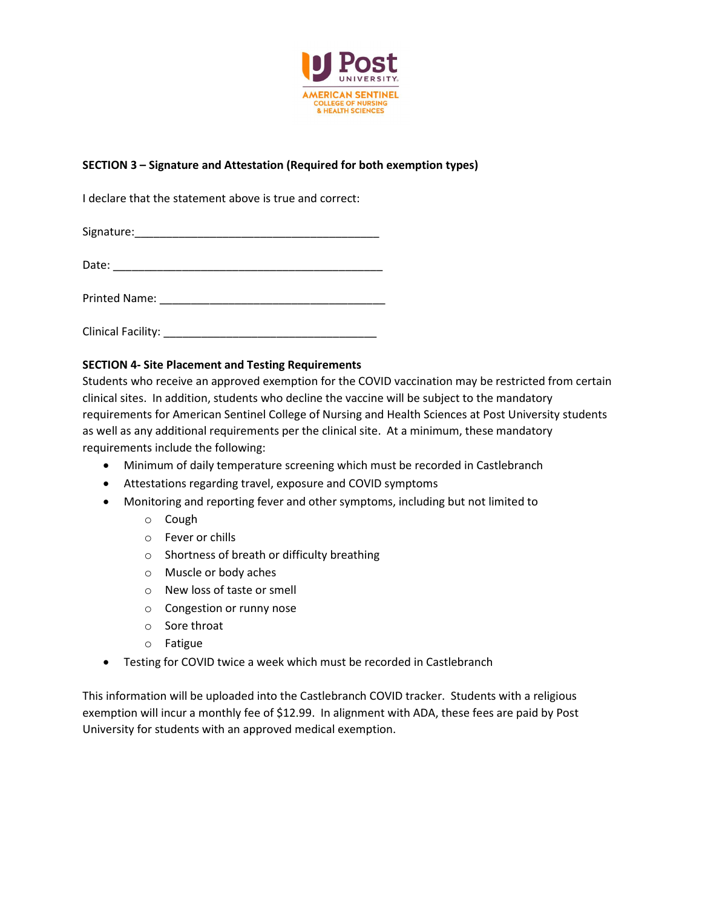**SECTION 3 – Signature and Attestation (Required for both exemption types)**

I declare that the statement above is true and correct:

Signature:_________________________________________

Date: _____________________________________________

Printed Name: ______________________________________

Clinical Facility: ___________________________________

**SECTION 4- Site Placement and Testing Requirements**

Students who receive an approved exemption for the COVID vaccination may be restricted from certain clinical sites. In addition, students who decline the vaccine will be subject to the mandatory requirements for American Sentinel College of Nursing and Health Sciences at Post University students as well as any additional requirements per the clinical site. At a minimum, these mandatory requirements include the following:

- Minimum of daily temperature screening which must be recorded in Castlebranch
- Attestations regarding travel, exposure and COVID symptoms
- Monitoring and reporting fever and other symptoms, including but not limited to
  - Cough
  - Fever or chills
  - Shortness of breath or difficulty breathing
  - Muscle or body aches
  - New loss of taste or smell
  - Congestion or runny nose
  - Sore throat
  - Fatigue
- Testing for COVID twice a week which must be recorded in Castlebranch

This information will be uploaded into the Castlebranch COVID tracker. Students with a religious exemption will incur a monthly fee of $12.99. In alignment with ADA, these fees are paid by Post University for students with an approved medical exemption.